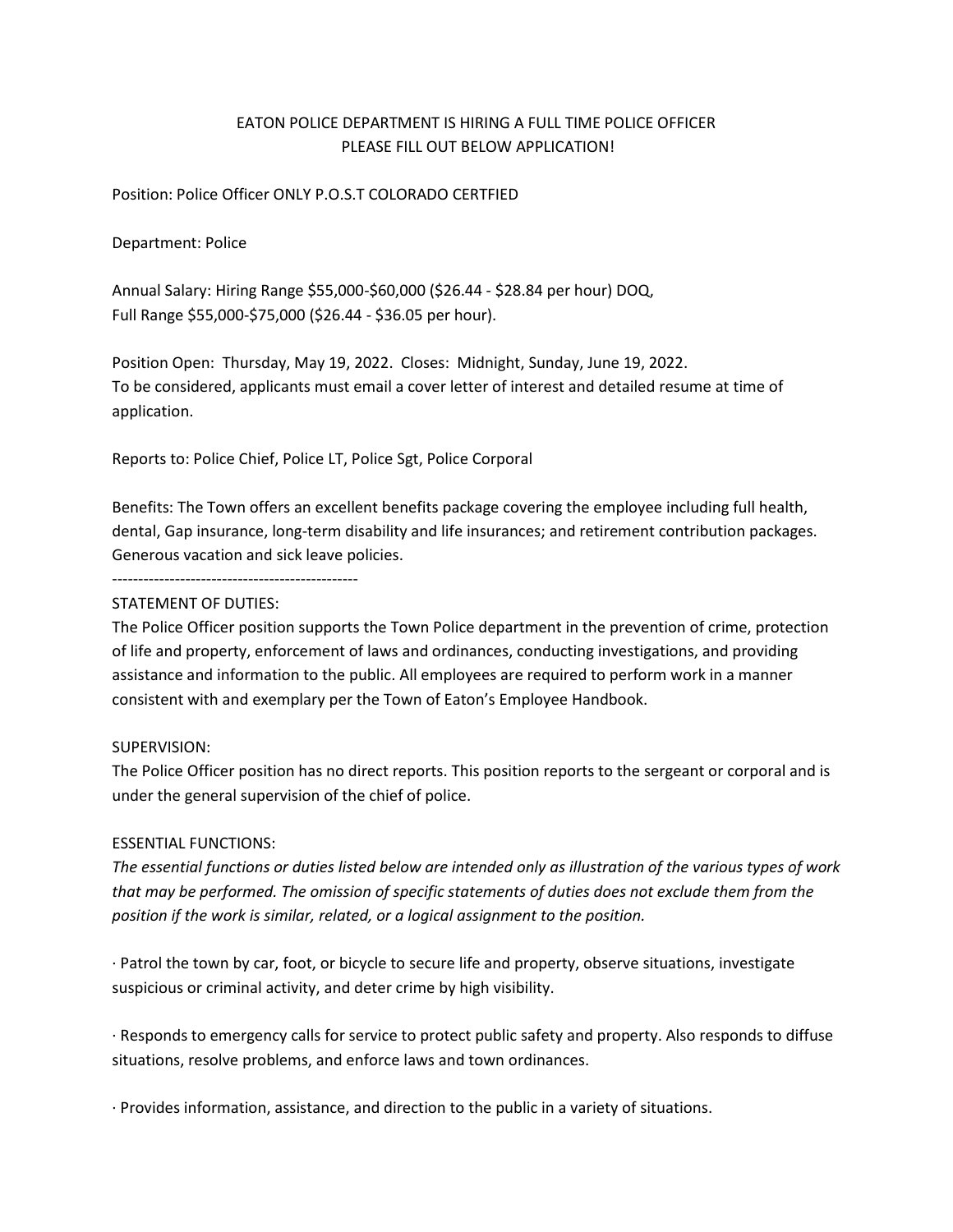# EATON POLICE DEPARTMENT IS HIRING A FULL TIME POLICE OFFICER
## PLEASE FILL OUT BELOW APPLICATION!

Position: Police Officer ONLY P.O.S.T COLORADO CERTFIED

Department: Police

Annual Salary: Hiring Range $55,000-$60,000 ($26.44 - $28.84 per hour) DOQ,
Full Range $55,000-$75,000 ($26.44 - $36.05 per hour).

Position Open: Thursday, May 19, 2022. Closes: Midnight, Sunday, June 19, 2022.
To be considered, applicants must email a cover letter of interest and detailed resume at time of application.

Reports to: Police Chief, Police LT, Police Sgt, Police Corporal

Benefits: The Town offers an excellent benefits package covering the employee including full health, dental, Gap insurance, long-term disability and life insurances; and retirement contribution packages. Generous vacation and sick leave policies.

-----------------------------------------------

STATEMENT OF DUTIES:
The Police Officer position supports the Town Police department in the prevention of crime, protection of life and property, enforcement of laws and ordinances, conducting investigations, and providing assistance and information to the public. All employees are required to perform work in a manner consistent with and exemplary per the Town of Eaton's Employee Handbook.

SUPERVISION:
The Police Officer position has no direct reports. This position reports to the sergeant or corporal and is under the general supervision of the chief of police.

ESSENTIAL FUNCTIONS:
*The essential functions or duties listed below are intended only as illustration of the various types of work that may be performed. The omission of specific statements of duties does not exclude them from the position if the work is similar, related, or a logical assignment to the position.*

· Patrol the town by car, foot, or bicycle to secure life and property, observe situations, investigate suspicious or criminal activity, and deter crime by high visibility.

· Responds to emergency calls for service to protect public safety and property. Also responds to diffuse situations, resolve problems, and enforce laws and town ordinances.

· Provides information, assistance, and direction to the public in a variety of situations.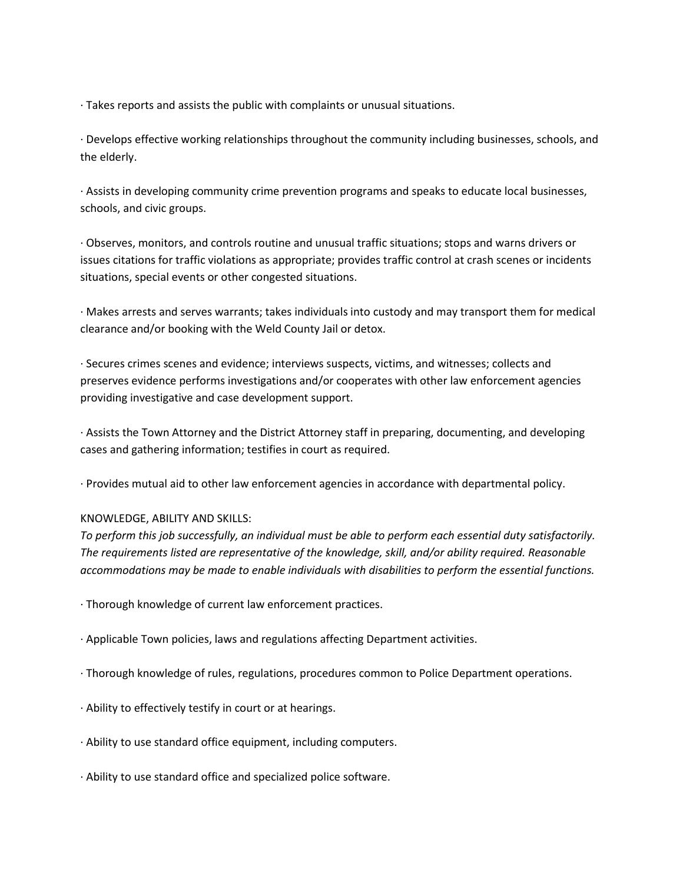· Takes reports and assists the public with complaints or unusual situations.

· Develops effective working relationships throughout the community including businesses, schools, and the elderly.

· Assists in developing community crime prevention programs and speaks to educate local businesses, schools, and civic groups.

· Observes, monitors, and controls routine and unusual traffic situations; stops and warns drivers or issues citations for traffic violations as appropriate; provides traffic control at crash scenes or incidents situations, special events or other congested situations.

· Makes arrests and serves warrants; takes individuals into custody and may transport them for medical clearance and/or booking with the Weld County Jail or detox.

· Secures crimes scenes and evidence; interviews suspects, victims, and witnesses; collects and preserves evidence performs investigations and/or cooperates with other law enforcement agencies providing investigative and case development support.

· Assists the Town Attorney and the District Attorney staff in preparing, documenting, and developing cases and gathering information; testifies in court as required.

· Provides mutual aid to other law enforcement agencies in accordance with departmental policy.

KNOWLEDGE, ABILITY AND SKILLS:

*To perform this job successfully, an individual must be able to perform each essential duty satisfactorily. The requirements listed are representative of the knowledge, skill, and/or ability required. Reasonable accommodations may be made to enable individuals with disabilities to perform the essential functions.*

· Thorough knowledge of current law enforcement practices.

· Applicable Town policies, laws and regulations affecting Department activities.

· Thorough knowledge of rules, regulations, procedures common to Police Department operations.

· Ability to effectively testify in court or at hearings.

· Ability to use standard office equipment, including computers.

· Ability to use standard office and specialized police software.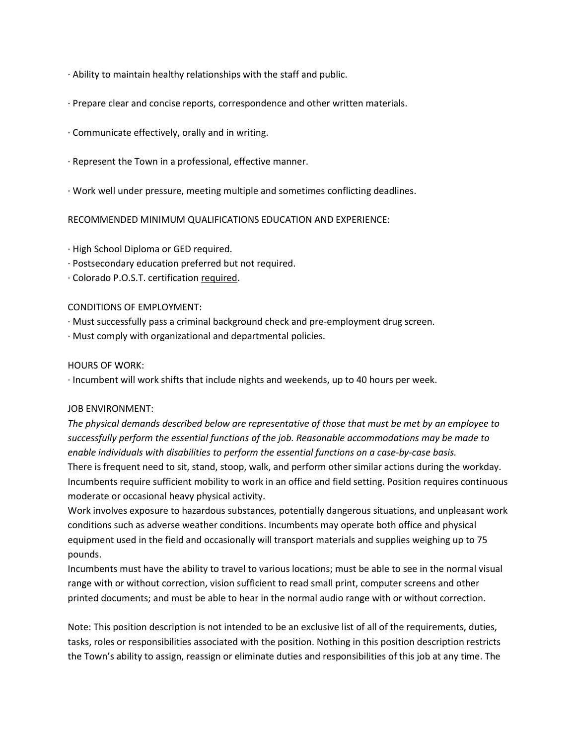· Ability to maintain healthy relationships with the staff and public.

· Prepare clear and concise reports, correspondence and other written materials.

· Communicate effectively, orally and in writing.

· Represent the Town in a professional, effective manner.

· Work well under pressure, meeting multiple and sometimes conflicting deadlines.

RECOMMENDED MINIMUM QUALIFICATIONS EDUCATION AND EXPERIENCE:

· High School Diploma or GED required.
· Postsecondary education preferred but not required.
· Colorado P.O.S.T. certification <u>required</u>.

CONDITIONS OF EMPLOYMENT:
· Must successfully pass a criminal background check and pre-employment drug screen.
· Must comply with organizational and departmental policies.

HOURS OF WORK:
· Incumbent will work shifts that include nights and weekends, up to 40 hours per week.

JOB ENVIRONMENT:
*The physical demands described below are representative of those that must be met by an employee to successfully perform the essential functions of the job. Reasonable accommodations may be made to enable individuals with disabilities to perform the essential functions on a case-by-case basis.*
There is frequent need to sit, stand, stoop, walk, and perform other similar actions during the workday. Incumbents require sufficient mobility to work in an office and field setting. Position requires continuous moderate or occasional heavy physical activity.
Work involves exposure to hazardous substances, potentially dangerous situations, and unpleasant work conditions such as adverse weather conditions. Incumbents may operate both office and physical equipment used in the field and occasionally will transport materials and supplies weighing up to 75 pounds.
Incumbents must have the ability to travel to various locations; must be able to see in the normal visual range with or without correction, vision sufficient to read small print, computer screens and other printed documents; and must be able to hear in the normal audio range with or without correction.

Note: This position description is not intended to be an exclusive list of all of the requirements, duties, tasks, roles or responsibilities associated with the position. Nothing in this position description restricts the Town's ability to assign, reassign or eliminate duties and responsibilities of this job at any time. The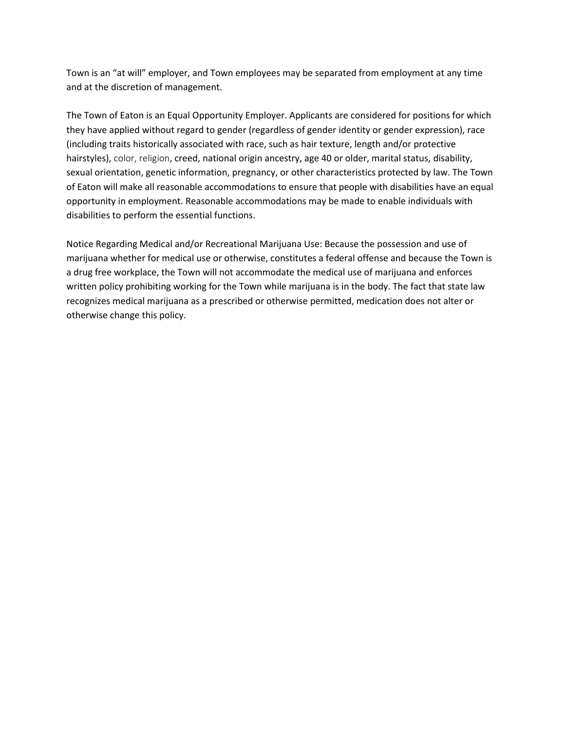Town is an "at will" employer, and Town employees may be separated from employment at any time and at the discretion of management.

The Town of Eaton is an Equal Opportunity Employer. Applicants are considered for positions for which they have applied without regard to gender (regardless of gender identity or gender expression), race (including traits historically associated with race, such as hair texture, length and/or protective hairstyles), color, religion, creed, national origin ancestry, age 40 or older, marital status, disability, sexual orientation, genetic information, pregnancy, or other characteristics protected by law. The Town of Eaton will make all reasonable accommodations to ensure that people with disabilities have an equal opportunity in employment. Reasonable accommodations may be made to enable individuals with disabilities to perform the essential functions.

Notice Regarding Medical and/or Recreational Marijuana Use: Because the possession and use of marijuana whether for medical use or otherwise, constitutes a federal offense and because the Town is a drug free workplace, the Town will not accommodate the medical use of marijuana and enforces written policy prohibiting working for the Town while marijuana is in the body. The fact that state law recognizes medical marijuana as a prescribed or otherwise permitted, medication does not alter or otherwise change this policy.